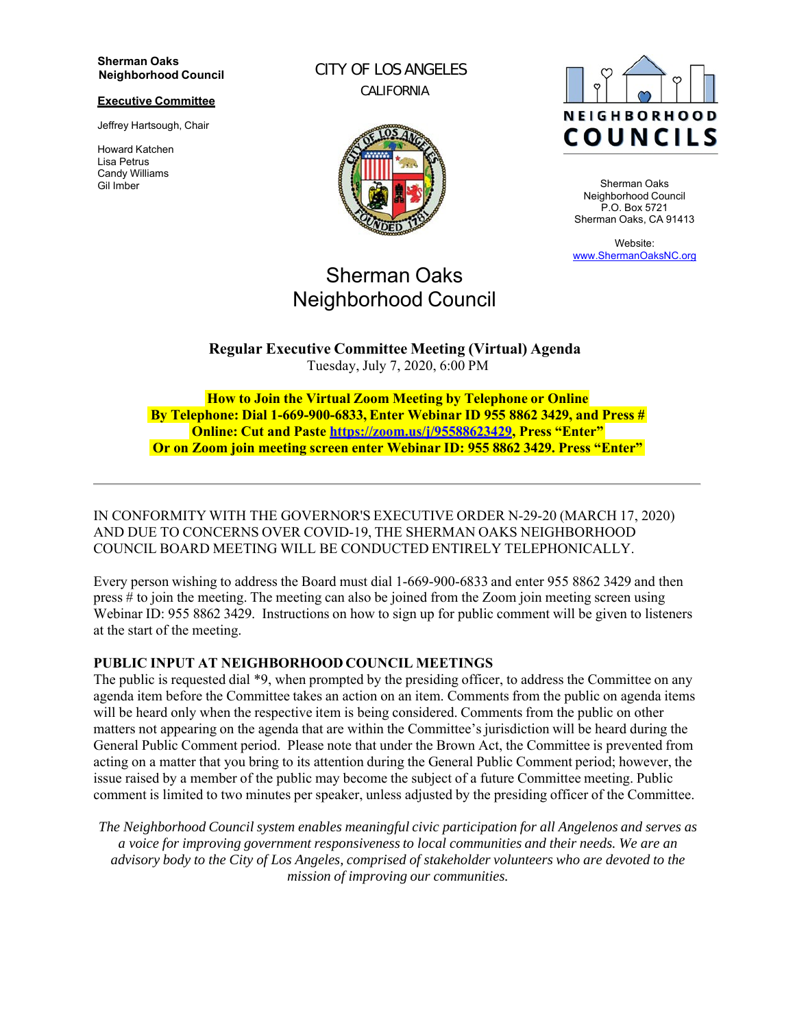**Sherman Oaks Neighborhood Council**

**Executive Committee**

Jeffrey Hartsough, Chair

Howard Katchen
Lisa Petrus
Candy Williams
Gil Imber

CITY OF LOS ANGELES
CALIFORNIA

NEIGHBORHOOD COUNCILS

Sherman Oaks
Neighborhood Council
P.O. Box 5721
Sherman Oaks, CA 91413

Website:
www.ShermanOaksNC.org

# Sherman Oaks Neighborhood Council

**Regular Executive Committee Meeting (Virtual) Agenda**
Tuesday, July 7, 2020, 6:00 PM

**How to Join the Virtual Zoom Meeting by Telephone or Online**
**By Telephone: Dial 1-669-900-6833, Enter Webinar ID 955 8862 3429, and Press #**
**Online: Cut and Paste https://zoom.us/j/95588623429, Press "Enter"**
**Or on Zoom join meeting screen enter Webinar ID: 955 8862 3429. Press "Enter"**

---

IN CONFORMITY WITH THE GOVERNOR'S EXECUTIVE ORDER N-29-20 (MARCH 17, 2020) AND DUE TO CONCERNS OVER COVID-19, THE SHERMAN OAKS NEIGHBORHOOD COUNCIL BOARD MEETING WILL BE CONDUCTED ENTIRELY TELEPHONICALLY.

Every person wishing to address the Board must dial 1-669-900-6833 and enter 955 8862 3429 and then press # to join the meeting. The meeting can also be joined from the Zoom join meeting screen using Webinar ID: 955 8862 3429. Instructions on how to sign up for public comment will be given to listeners at the start of the meeting.

**PUBLIC INPUT AT NEIGHBORHOOD COUNCIL MEETINGS**

The public is requested dial *9, when prompted by the presiding officer, to address the Committee on any agenda item before the Committee takes an action on an item. Comments from the public on agenda items will be heard only when the respective item is being considered. Comments from the public on other matters not appearing on the agenda that are within the Committee's jurisdiction will be heard during the General Public Comment period. Please note that under the Brown Act, the Committee is prevented from acting on a matter that you bring to its attention during the General Public Comment period; however, the issue raised by a member of the public may become the subject of a future Committee meeting. Public comment is limited to two minutes per speaker, unless adjusted by the presiding officer of the Committee.

*The Neighborhood Council system enables meaningful civic participation for all Angelenos and serves as a voice for improving government responsiveness to local communities and their needs. We are an advisory body to the City of Los Angeles, comprised of stakeholder volunteers who are devoted to the mission of improving our communities.*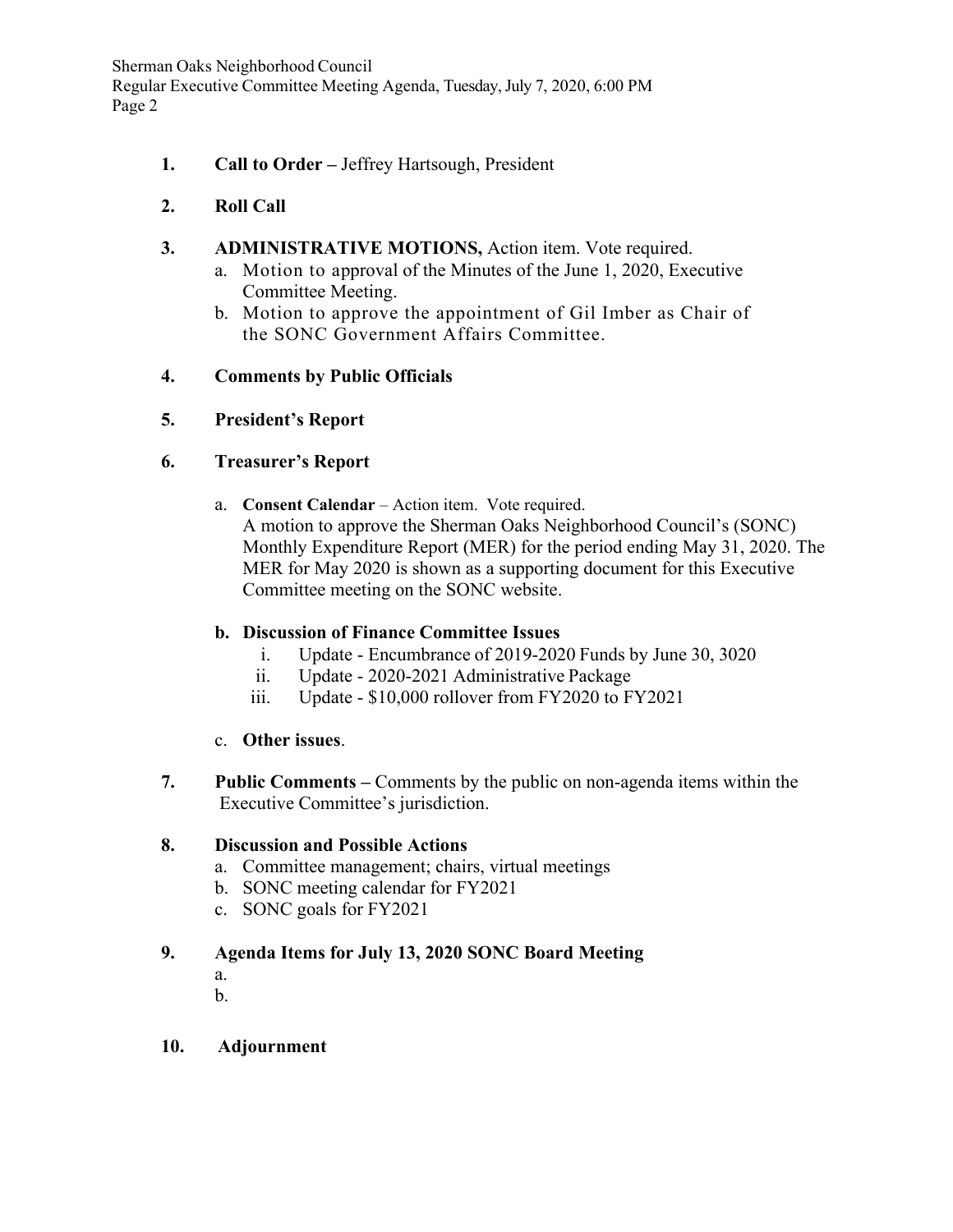1. **Call to Order –** Jeffrey Hartsough, President

2. **Roll Call**

3. **ADMINISTRATIVE MOTIONS,** Action item. Vote required.
   a. Motion to approval of the Minutes of the June 1, 2020, Executive Committee Meeting.
   b. Motion to approve the appointment of Gil Imber as Chair of the SONC Government Affairs Committee.

4. **Comments by Public Officials**

5. **President's Report**

6. **Treasurer's Report**

   a. **Consent Calendar** – Action item. Vote required.
   A motion to approve the Sherman Oaks Neighborhood Council's (SONC) Monthly Expenditure Report (MER) for the period ending May 31, 2020. The MER for May 2020 is shown as a supporting document for this Executive Committee meeting on the SONC website.

   **b. Discussion of Finance Committee Issues**
      i. Update - Encumbrance of 2019-2020 Funds by June 30, 3020
      ii. Update - 2020-2021 Administrative Package
      iii. Update - $10,000 rollover from FY2020 to FY2021

   c. **Other issues**.

7. **Public Comments –** Comments by the public on non-agenda items within the Executive Committee's jurisdiction.

8. **Discussion and Possible Actions**
   a. Committee management; chairs, virtual meetings
   b. SONC meeting calendar for FY2021
   c. SONC goals for FY2021

9. **Agenda Items for July 13, 2020 SONC Board Meeting**
   a.
   b.

10. **Adjournment**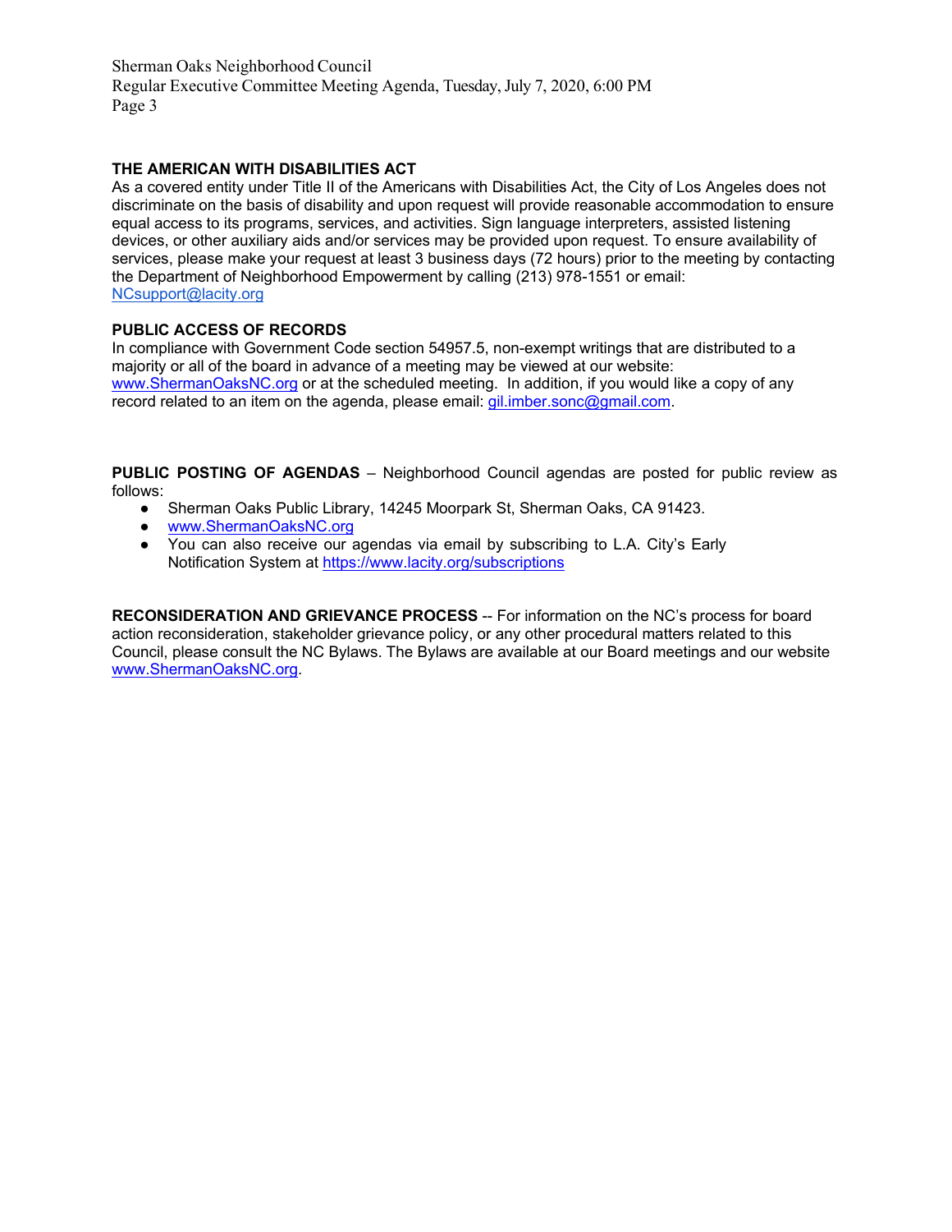**THE AMERICAN WITH DISABILITIES ACT**
As a covered entity under Title II of the Americans with Disabilities Act, the City of Los Angeles does not discriminate on the basis of disability and upon request will provide reasonable accommodation to ensure equal access to its programs, services, and activities. Sign language interpreters, assisted listening devices, or other auxiliary aids and/or services may be provided upon request. To ensure availability of services, please make your request at least 3 business days (72 hours) prior to the meeting by contacting the Department of Neighborhood Empowerment by calling (213) 978-1551 or email: NCsupport@lacity.org

**PUBLIC ACCESS OF RECORDS**
In compliance with Government Code section 54957.5, non-exempt writings that are distributed to a majority or all of the board in advance of a meeting may be viewed at our website: www.ShermanOaksNC.org or at the scheduled meeting. In addition, if you would like a copy of any record related to an item on the agenda, please email: gil.imber.sonc@gmail.com.

**PUBLIC POSTING OF AGENDAS** – Neighborhood Council agendas are posted for public review as follows:

- Sherman Oaks Public Library, 14245 Moorpark St, Sherman Oaks, CA 91423.
- www.ShermanOaksNC.org
- You can also receive our agendas via email by subscribing to L.A. City's Early Notification System at https://www.lacity.org/subscriptions

**RECONSIDERATION AND GRIEVANCE PROCESS** -- For information on the NC's process for board action reconsideration, stakeholder grievance policy, or any other procedural matters related to this Council, please consult the NC Bylaws. The Bylaws are available at our Board meetings and our website www.ShermanOaksNC.org.